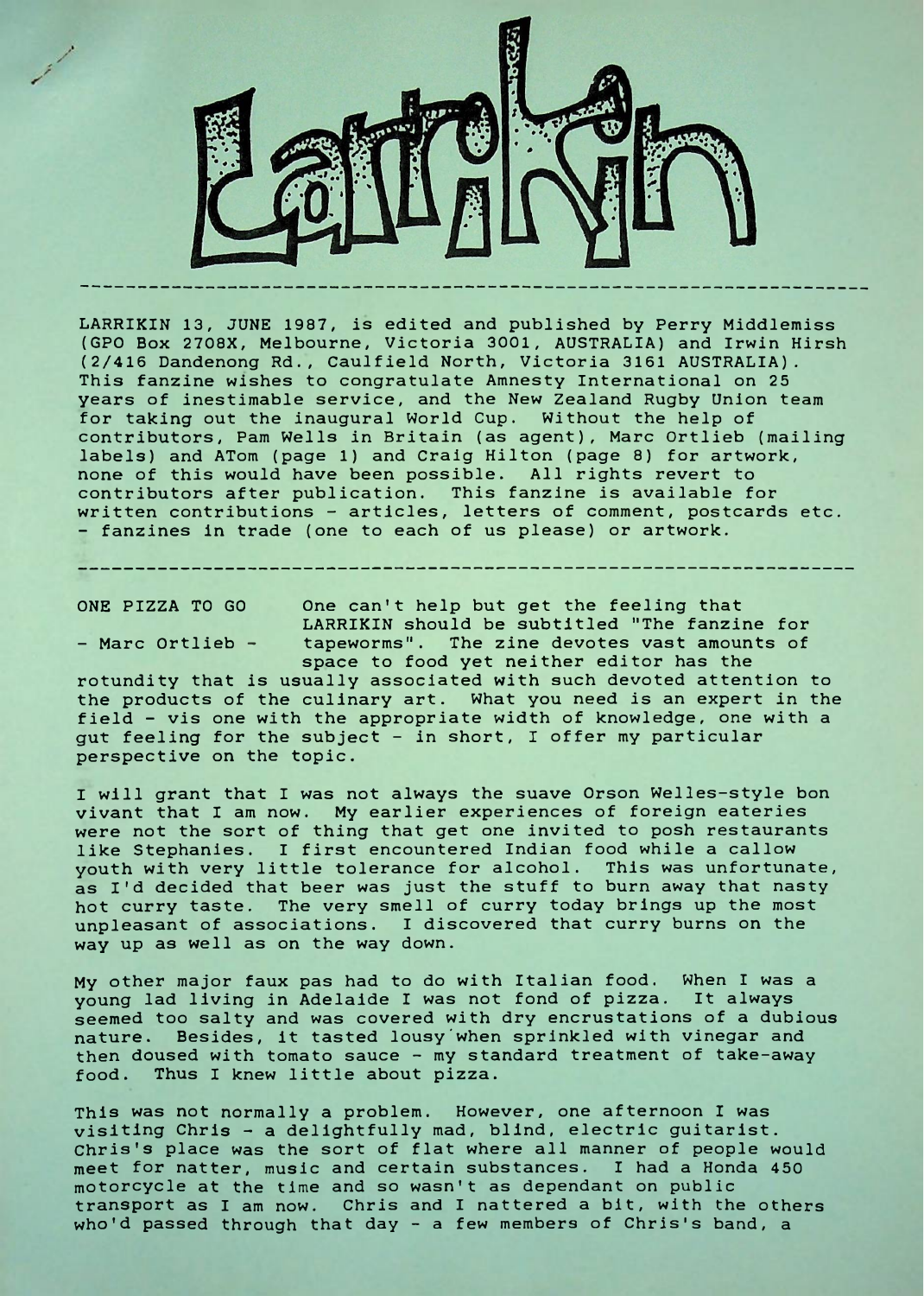# Larrikin

LARRIKIN 13, JUNE 1987, is edited and published by Perry Middlemiss (GPO Box 2708X, Melbourne, Victoria 3001, AUSTRALIA) and Irwin Hirsh (2/416 Dandenong Rd., Caulfield North, Victoria 3161 AUSTRALIA). This fanzine wishes to congratulate Amnesty International on 25 years of inestimable service, and the New Zealand Rugby Union team for taking out the inaugural World Cup. Without the help of contributors, Pam Wells in Britain (as agent), Marc Ortlieb (mailing labels) and ATom (page 1) and Craig Hilton (page 8) for artwork, none of this would have been possible. All rights revert to contributors after publication. This fanzine is available for written contributions - articles, letters of comment, postcards etc. - fanzines in trade (one to each of us please) or artwork.

---

## ONE PIZZA TO GO

**- Marc Ortlieb -**

One can't help but get the feeling that LARRIKIN should be subtitled "The fanzine for tapeworms". The zine devotes vast amounts of space to food yet neither editor has the rotundity that is usually associated with such devoted attention to the products of the culinary art. What you need is an expert in the field - vis one with the appropriate width of knowledge, one with a gut feeling for the subject - in short, I offer my particular perspective on the topic.

I will grant that I was not always the suave Orson Welles-style bon vivant that I am now. My earlier experiences of foreign eateries were not the sort of thing that get one invited to posh restaurants like Stephanies. I first encountered Indian food while a callow youth with very little tolerance for alcohol. This was unfortunate, as I'd decided that beer was just the stuff to burn away that nasty hot curry taste. The very smell of curry today brings up the most unpleasant of associations. I discovered that curry burns on the way up as well as on the way down.

My other major faux pas had to do with Italian food. When I was a young lad living in Adelaide I was not fond of pizza. It always seemed too salty and was covered with dry encrustations of a dubious nature. Besides, it tasted lousy when sprinkled with vinegar and then doused with tomato sauce - my standard treatment of take-away food. Thus I knew little about pizza.

This was not normally a problem. However, one afternoon I was visiting Chris - a delightfully mad, blind, electric guitarist. Chris's place was the sort of flat where all manner of people would meet for natter, music and certain substances. I had a Honda 450 motorcycle at the time and so wasn't as dependant on public transport as I am now. Chris and I nattered a bit, with the others who'd passed through that day - a few members of Chris's band, a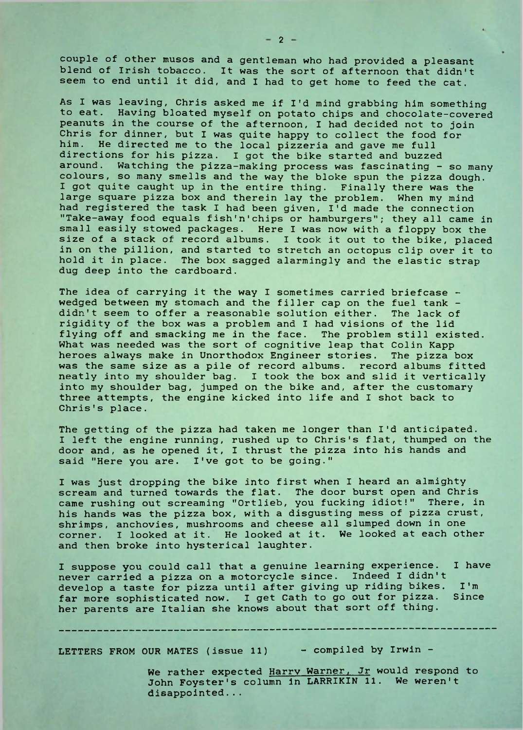couple of other musos and a gentleman who had provided a pleasant blend of Irish tobacco. It was the sort of afternoon that didn't seem to end until it did, and I had to get home to feed the cat.

As I was leaving, Chris asked me if I'd mind grabbing him something to eat. Having bloated myself on potato chips and chocolate-covered peanuts in the course of the afternoon, I had decided not to join Chris for dinner, but I was quite happy to collect the food for him. He directed me to the local pizzeria and gave me full directions for his pizza. I got the bike started and buzzed around. Watching the pizza-making process was fascinating - so many colours, so many smells and the way the bloke spun the pizza dough. I got quite caught up in the entire thing. Finally there was the large square pizza box and therein lay the problem. When my mind had registered the task I had been given, I'd made the connection "Take-away food equals fish'n'chips or hamburgers"; they all came in small easily stowed packages. Here I was now with a floppy box the size of a stack of record albums. I took it out to the bike, placed in on the pillion, and started to stretch an octopus clip over it to hold it in place. The box sagged alarmingly and the elastic strap dug deep into the cardboard.

The idea of carrying it the way I sometimes carried briefcase - wedged between my stomach and the filler cap on the fuel tank - didn't seem to offer a reasonable solution either. The lack of rigidity of the box was a problem and I had visions of the lid flying off and smacking me in the face. The problem still existed. What was needed was the sort of cognitive leap that Colin Kapp heroes always make in Unorthodox Engineer stories. The pizza box was the same size as a pile of record albums. record albums fitted neatly into my shoulder bag. I took the box and slid it vertically into my shoulder bag, jumped on the bike and, after the customary three attempts, the engine kicked into life and I shot back to Chris's place.

The getting of the pizza had taken me longer than I'd anticipated. I left the engine running, rushed up to Chris's flat, thumped on the door and, as he opened it, I thrust the pizza into his hands and said "Here you are. I've got to be going."

I was just dropping the bike into first when I heard an almighty scream and turned towards the flat. The door burst open and Chris came rushing out screaming "Ortlieb, you fucking idiot!" There, in his hands was the pizza box, with a disgusting mess of pizza crust, shrimps, anchovies, mushrooms and cheese all slumped down in one corner. I looked at it. He looked at it. We looked at each other and then broke into hysterical laughter.

I suppose you could call that a genuine learning experience. I have never carried a pizza on a motorcycle since. Indeed I didn't develop a taste for pizza until after giving up riding bikes. I'm far more sophisticated now. I get Cath to go out for pizza. Since her parents are Italian she knows about that sort off thing.

---

LETTERS FROM OUR MATES (issue 11) - compiled by Irwin -

We rather expected Harry Warner, Jr would respond to John Foyster's column in LARRIKIN 11. We weren't disappointed...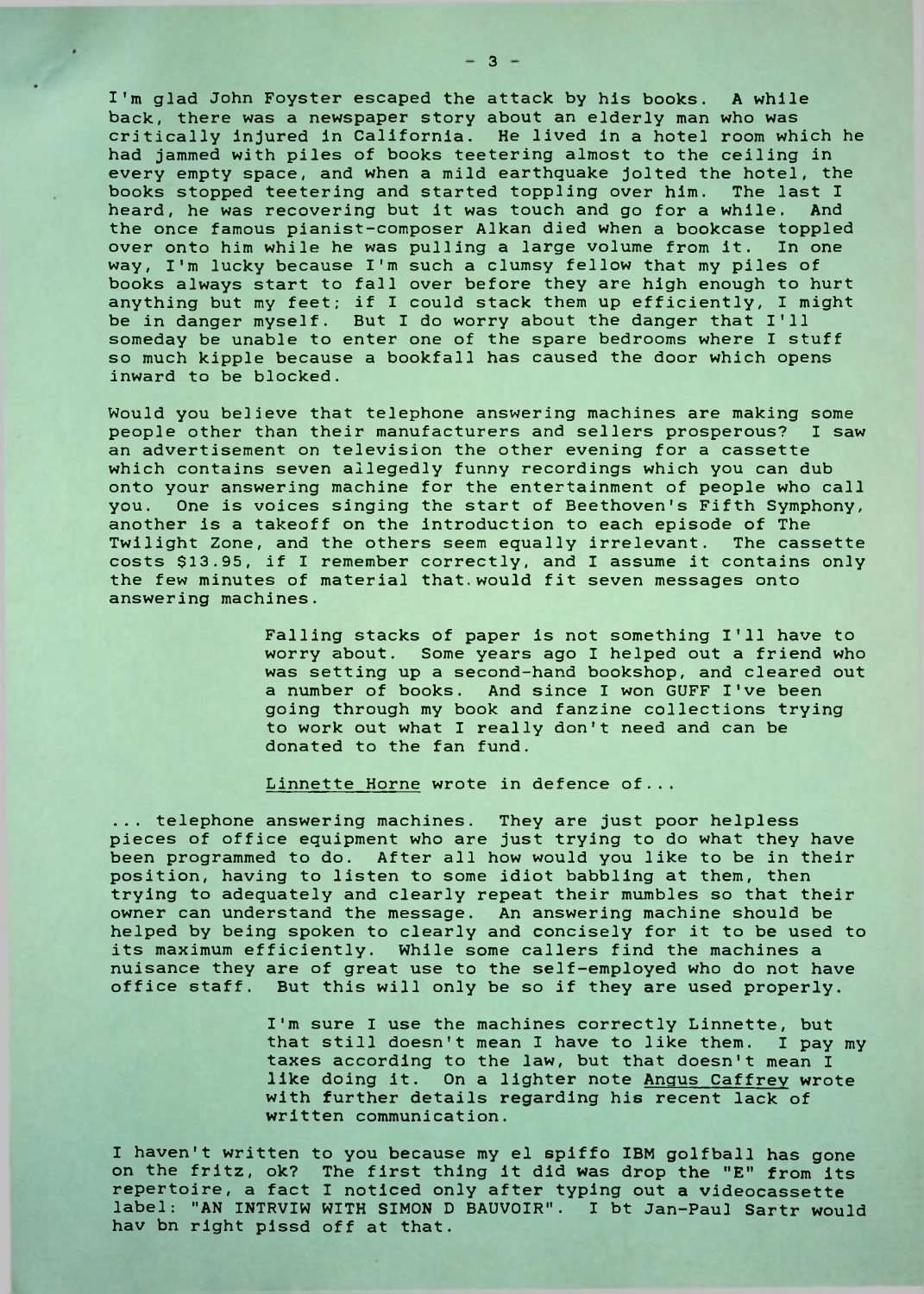I'm glad John Foyster escaped the attack by his books. A while back, there was a newspaper story about an elderly man who was critically injured in California. He lived in a hotel room which he had jammed with piles of books teetering almost to the ceiling in every empty space, and when a mild earthquake jolted the hotel, the books stopped teetering and started toppling over him. The last I heard, he was recovering but it was touch and go for a while. And the once famous pianist-composer Alkan died when a bookcase toppled over onto him while he was pulling a large volume from it. In one way, I'm lucky because I'm such a clumsy fellow that my piles of books always start to fall over before they are high enough to hurt anything but my feet; if I could stack them up efficiently, I might be in danger myself. But I do worry about the danger that I'll someday be unable to enter one of the spare bedrooms where I stuff so much kipple because a bookfall has caused the door which opens inward to be blocked.

Would you believe that telephone answering machines are making some people other than their manufacturers and sellers prosperous? I saw an advertisement on television the other evening for a cassette which contains seven allegedly funny recordings which you can dub onto your answering machine for the entertainment of people who call you. One is voices singing the start of Beethoven's Fifth Symphony, another is a takeoff on the introduction to each episode of The Twilight Zone, and the others seem equally irrelevant. The cassette costs $13.95, if I remember correctly, and I assume it contains only the few minutes of material that would fit seven messages onto answering machines.

> Falling stacks of paper is not something I'll have to worry about. Some years ago I helped out a friend who was setting up a second-hand bookshop, and cleared out a number of books. And since I won GUFF I've been going through my book and fanzine collections trying to work out what I really don't need and can be donated to the fan fund.
>
> Linnette Horne wrote in defence of...

... telephone answering machines. They are just poor helpless pieces of office equipment who are just trying to do what they have been programmed to do. After all how would you like to be in their position, having to listen to some idiot babbling at them, then trying to adequately and clearly repeat their mumbles so that their owner can understand the message. An answering machine should be helped by being spoken to clearly and concisely for it to be used to its maximum efficiently. While some callers find the machines a nuisance they are of great use to the self-employed who do not have office staff. But this will only be so if they are used properly.

> I'm sure I use the machines correctly Linnette, but that still doesn't mean I have to like them. I pay my taxes according to the law, but that doesn't mean I like doing it. On a lighter note Angus Caffrey wrote with further details regarding his recent lack of written communication.

I haven't written to you because my el spiffo IBM golfball has gone on the fritz, ok? The first thing it did was drop the "E" from its repertoire, a fact I noticed only after typing out a videocassette label: "AN INTRVIW WITH SIMON D BAUVOIR". I bt Jan-Paul Sartr would hav bn right pissd off at that.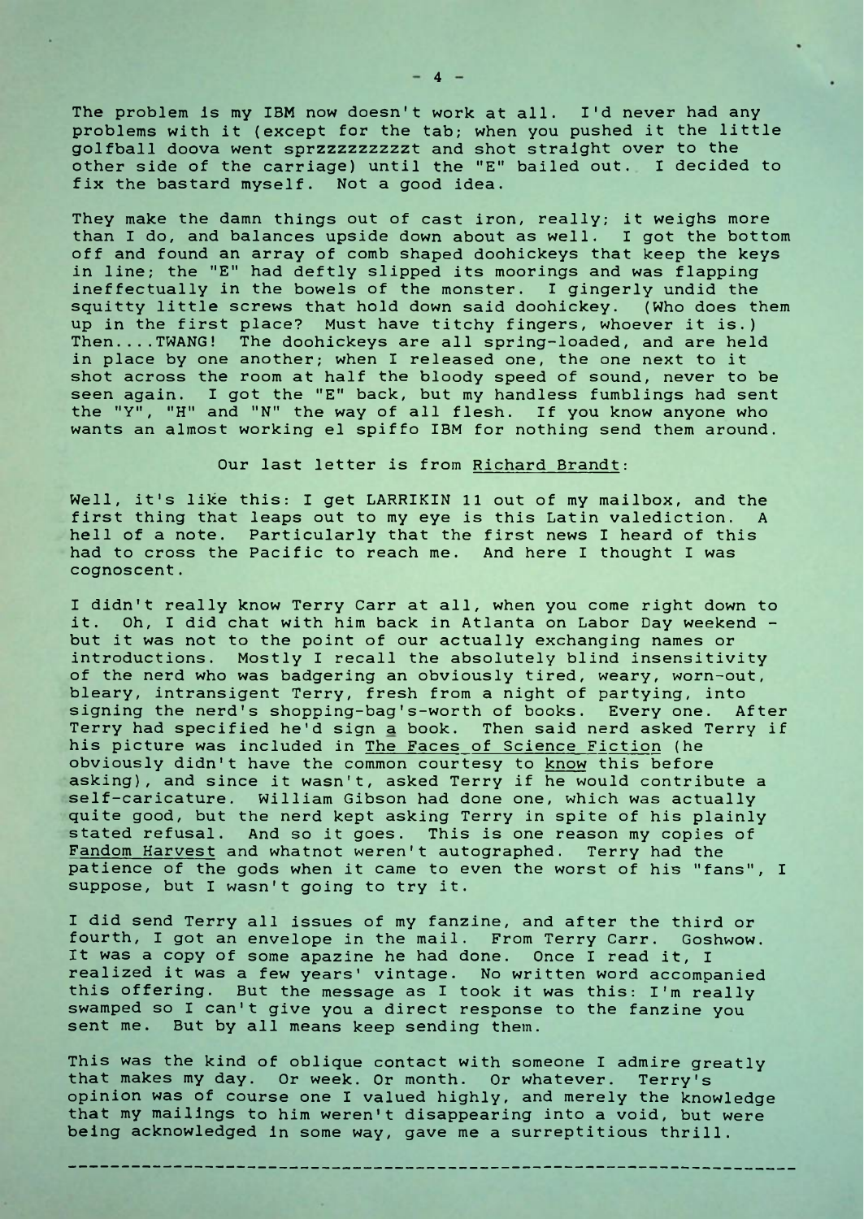The problem is my IBM now doesn't work at all. I'd never had any problems with it (except for the tab; when you pushed it the little golfball doova went sprzzzzzzzzzt and shot straight over to the other side of the carriage) until the "E" bailed out. I decided to fix the bastard myself. Not a good idea.

They make the damn things out of cast iron, really; it weighs more than I do, and balances upside down about as well. I got the bottom off and found an array of comb shaped doohickeys that keep the keys in line; the "E" had deftly slipped its moorings and was flapping ineffectually in the bowels of the monster. I gingerly undid the squitty little screws that hold down said doohickey. (Who does them up in the first place? Must have titchy fingers, whoever it is.) Then....TWANG! The doohickeys are all spring-loaded, and are held in place by one another; when I released one, the one next to it shot across the room at half the bloody speed of sound, never to be seen again. I got the "E" back, but my handless fumblings had sent the "Y", "H" and "N" the way of all flesh. If you know anyone who wants an almost working el spiffo IBM for nothing send them around.

Our last letter is from Richard Brandt:

Well, it's like this: I get LARRIKIN 11 out of my mailbox, and the first thing that leaps out to my eye is this Latin valediction. A hell of a note. Particularly that the first news I heard of this had to cross the Pacific to reach me. And here I thought I was cognoscent.

I didn't really know Terry Carr at all, when you come right down to it. Oh, I did chat with him back in Atlanta on Labor Day weekend - but it was not to the point of our actually exchanging names or introductions. Mostly I recall the absolutely blind insensitivity of the nerd who was badgering an obviously tired, weary, worn-out, bleary, intransigent Terry, fresh from a night of partying, into signing the nerd's shopping-bag's-worth of books. Every one. After Terry had specified he'd sign a book. Then said nerd asked Terry if his picture was included in The Faces of Science Fiction (he obviously didn't have the common courtesy to know this before asking), and since it wasn't, asked Terry if he would contribute a self-caricature. William Gibson had done one, which was actually quite good, but the nerd kept asking Terry in spite of his plainly stated refusal. And so it goes. This is one reason my copies of Fandom Harvest and whatnot weren't autographed. Terry had the patience of the gods when it came to even the worst of his "fans", I suppose, but I wasn't going to try it.

I did send Terry all issues of my fanzine, and after the third or fourth, I got an envelope in the mail. From Terry Carr. Goshwow. It was a copy of some apazine he had done. Once I read it, I realized it was a few years' vintage. No written word accompanied this offering. But the message as I took it was this: I'm really swamped so I can't give you a direct response to the fanzine you sent me. But by all means keep sending them.

This was the kind of oblique contact with someone I admire greatly that makes my day. Or week. Or month. Or whatever. Terry's opinion was of course one I valued highly, and merely the knowledge that my mailings to him weren't disappearing into a void, but were being acknowledged in some way, gave me a surreptitious thrill.

---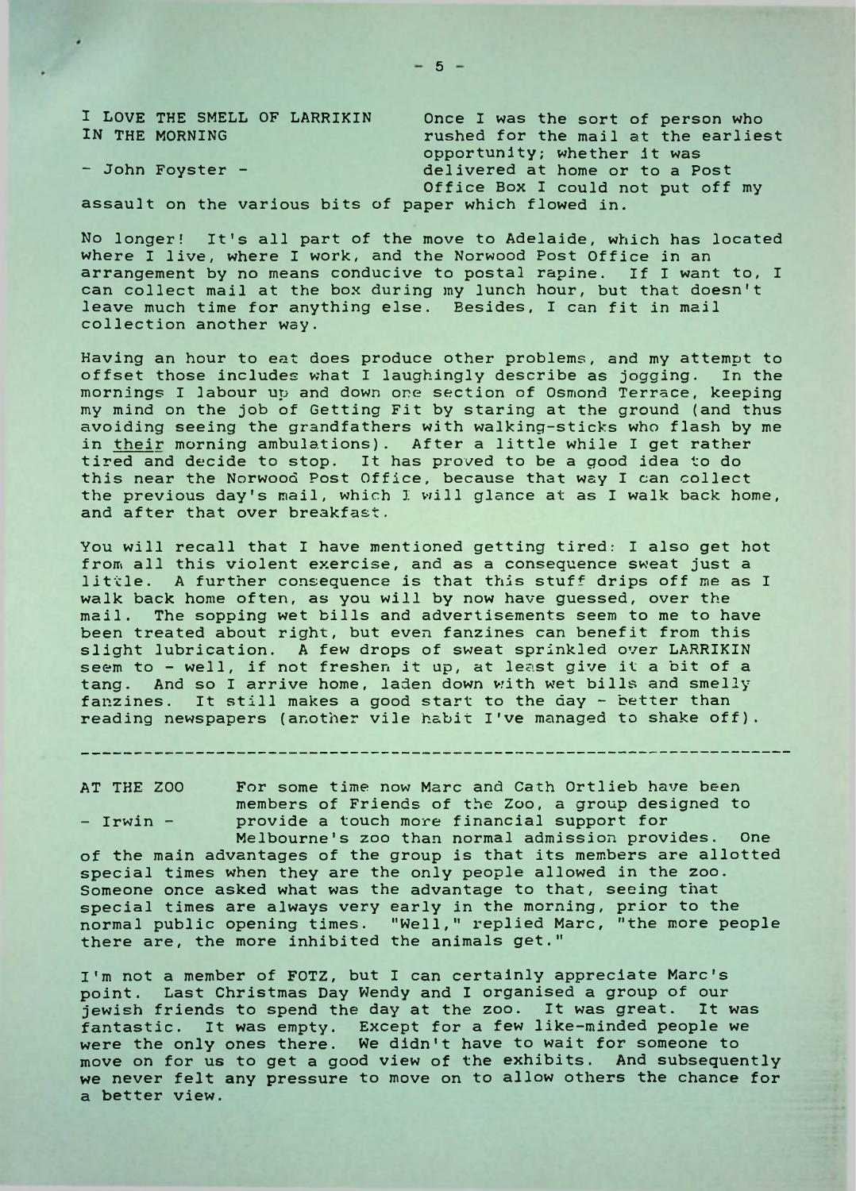## I LOVE THE SMELL OF LARRIKIN IN THE MORNING

– John Foyster –

Once I was the sort of person who rushed for the mail at the earliest opportunity; whether it was delivered at home or to a Post Office Box I could not put off my assault on the various bits of paper which flowed in.

No longer! It's all part of the move to Adelaide, which has located where I live, where I work, and the Norwood Post Office in an arrangement by no means conducive to postal rapine. If I want to, I can collect mail at the box during my lunch hour, but that doesn't leave much time for anything else. Besides, I can fit in mail collection another way.

Having an hour to eat does produce other problems, and my attempt to offset those includes what I laughingly describe as jogging. In the mornings I labour up and down one section of Osmond Terrace, keeping my mind on the job of Getting Fit by staring at the ground (and thus avoiding seeing the grandfathers with walking-sticks who flash by me in <u>their</u> morning ambulations). After a little while I get rather tired and decide to stop. It has proved to be a good idea to do this near the Norwood Post Office, because that way I can collect the previous day's mail, which I will glance at as I walk back home, and after that over breakfast.

You will recall that I have mentioned getting tired: I also get hot from all this violent exercise, and as a consequence sweat just a little. A further consequence is that this stuff drips off me as I walk back home often, as you will by now have guessed, over the mail. The sopping wet bills and advertisements seem to me to have been treated about right, but even fanzines can benefit from this slight lubrication. A few drops of sweat sprinkled over LARRIKIN seem to – well, if not freshen it up, at least give it a bit of a tang. And so I arrive home, laden down with wet bills and smelly fanzines. It still makes a good start to the day – better than reading newspapers (another vile habit I've managed to shake off).

---

## AT THE ZOO

– Irwin –

For some time now Marc and Cath Ortlieb have been members of Friends of the Zoo, a group designed to provide a touch more financial support for Melbourne's zoo than normal admission provides. One of the main advantages of the group is that its members are allotted special times when they are the only people allowed in the zoo. Someone once asked what was the advantage to that, seeing that special times are always very early in the morning, prior to the normal public opening times. "Well," replied Marc, "the more people there are, the more inhibited the animals get."

I'm not a member of FOTZ, but I can certainly appreciate Marc's point. Last Christmas Day Wendy and I organised a group of our jewish friends to spend the day at the zoo. It was great. It was fantastic. It was empty. Except for a few like-minded people we were the only ones there. We didn't have to wait for someone to move on for us to get a good view of the exhibits. And subsequently we never felt any pressure to move on to allow others the chance for a better view.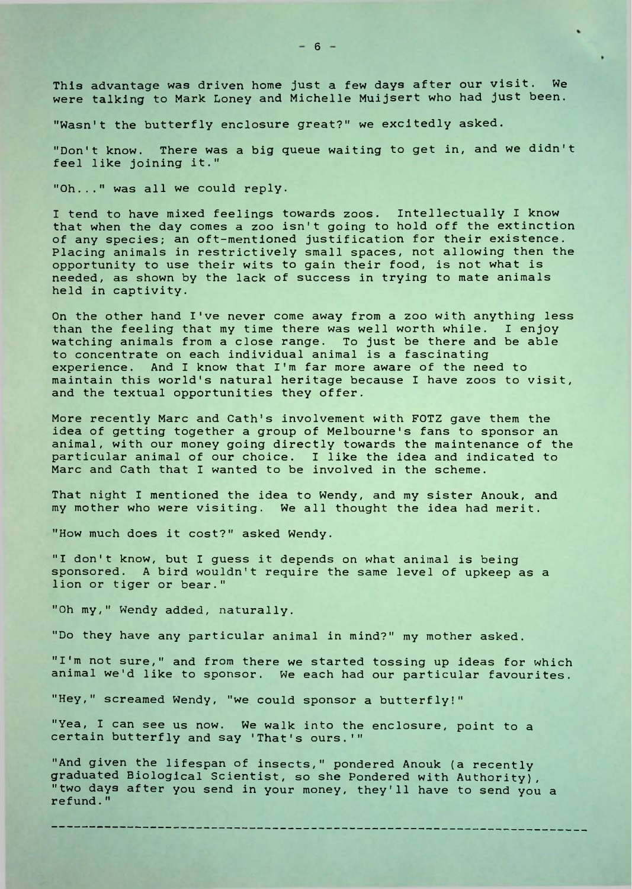This advantage was driven home just a few days after our visit. We were talking to Mark Loney and Michelle Muijsert who had just been.

"Wasn't the butterfly enclosure great?" we excitedly asked.

"Don't know. There was a big queue waiting to get in, and we didn't feel like joining it."

"Oh..." was all we could reply.

I tend to have mixed feelings towards zoos. Intellectually I know that when the day comes a zoo isn't going to hold off the extinction of any species; an oft-mentioned justification for their existence. Placing animals in restrictively small spaces, not allowing then the opportunity to use their wits to gain their food, is not what is needed, as shown by the lack of success in trying to mate animals held in captivity.

On the other hand I've never come away from a zoo with anything less than the feeling that my time there was well worth while. I enjoy watching animals from a close range. To just be there and be able to concentrate on each individual animal is a fascinating experience. And I know that I'm far more aware of the need to maintain this world's natural heritage because I have zoos to visit, and the textual opportunities they offer.

More recently Marc and Cath's involvement with FOTZ gave them the idea of getting together a group of Melbourne's fans to sponsor an animal, with our money going directly towards the maintenance of the particular animal of our choice. I like the idea and indicated to Marc and Cath that I wanted to be involved in the scheme.

That night I mentioned the idea to Wendy, and my sister Anouk, and my mother who were visiting. We all thought the idea had merit.

"How much does it cost?" asked Wendy.

"I don't know, but I guess it depends on what animal is being sponsored. A bird wouldn't require the same level of upkeep as a lion or tiger or bear."

"Oh my," Wendy added, naturally.

"Do they have any particular animal in mind?" my mother asked.

"I'm not sure," and from there we started tossing up ideas for which animal we'd like to sponsor. We each had our particular favourites.

"Hey," screamed Wendy, "we could sponsor a butterfly!"

"Yea, I can see us now. We walk into the enclosure, point to a certain butterfly and say 'That's ours.'"

"And given the lifespan of insects," pondered Anouk (a recently graduated Biological Scientist, so she Pondered with Authority), "two days after you send in your money, they'll have to send you a refund."

---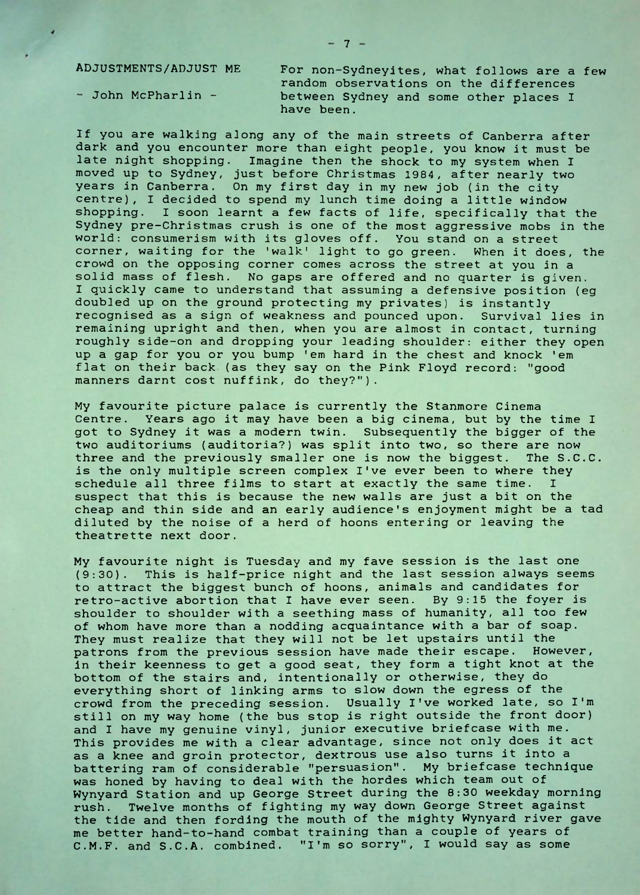## ADJUSTMENTS/ADJUST ME

\- John McPharlin -

For non-Sydneyites, what follows are a few random observations on the differences between Sydney and some other places I have been.

If you are walking along any of the main streets of Canberra after dark and you encounter more than eight people, you know it must be late night shopping. Imagine then the shock to my system when I moved up to Sydney, just before Christmas 1984, after nearly two years in Canberra. On my first day in my new job (in the city centre), I decided to spend my lunch time doing a little window shopping. I soon learnt a few facts of life, specifically that the Sydney pre-Christmas crush is one of the most aggressive mobs in the world: consumerism with its gloves off. You stand on a street corner, waiting for the 'walk' light to go green. When it does, the crowd on the opposing corner comes across the street at you in a solid mass of flesh. No gaps are offered and no quarter is given. I quickly came to understand that assuming a defensive position (eg doubled up on the ground protecting my privates) is instantly recognised as a sign of weakness and pounced upon. Survival lies in remaining upright and then, when you are almost in contact, turning roughly side-on and dropping your leading shoulder: either they open up a gap for you or you bump 'em hard in the chest and knock 'em flat on their back (as they say on the Pink Floyd record: "good manners darnt cost nuffink, do they?").

My favourite picture palace is currently the Stanmore Cinema Centre. Years ago it may have been a big cinema, but by the time I got to Sydney it was a modern twin. Subsequently the bigger of the two auditoriums (auditoria?) was split into two, so there are now three and the previously smaller one is now the biggest. The S.C.C. is the only multiple screen complex I've ever been to where they schedule all three films to start at exactly the same time. I suspect that this is because the new walls are just a bit on the cheap and thin side and an early audience's enjoyment might be a tad diluted by the noise of a herd of hoons entering or leaving the theatrette next door.

My favourite night is Tuesday and my fave session is the last one (9:30). This is half-price night and the last session always seems to attract the biggest bunch of hoons, animals and candidates for retro-active abortion that I have ever seen. By 9:15 the foyer is shoulder to shoulder with a seething mass of humanity, all too few of whom have more than a nodding acquaintance with a bar of soap. They must realize that they will not be let upstairs until the patrons from the previous session have made their escape. However, in their keenness to get a good seat, they form a tight knot at the bottom of the stairs and, intentionally or otherwise, they do everything short of linking arms to slow down the egress of the crowd from the preceding session. Usually I've worked late, so I'm still on my way home (the bus stop is right outside the front door) and I have my genuine vinyl, junior executive briefcase with me. This provides me with a clear advantage, since not only does it act as a knee and groin protector, dextrous use also turns it into a battering ram of considerable "persuasion". My briefcase technique was honed by having to deal with the hordes which team out of Wynyard Station and up George Street during the 8:30 weekday morning rush. Twelve months of fighting my way down George Street against the tide and then fording the mouth of the mighty Wynyard river gave me better hand-to-hand combat training than a couple of years of C.M.F. and S.C.A. combined. "I'm so sorry", I would say as some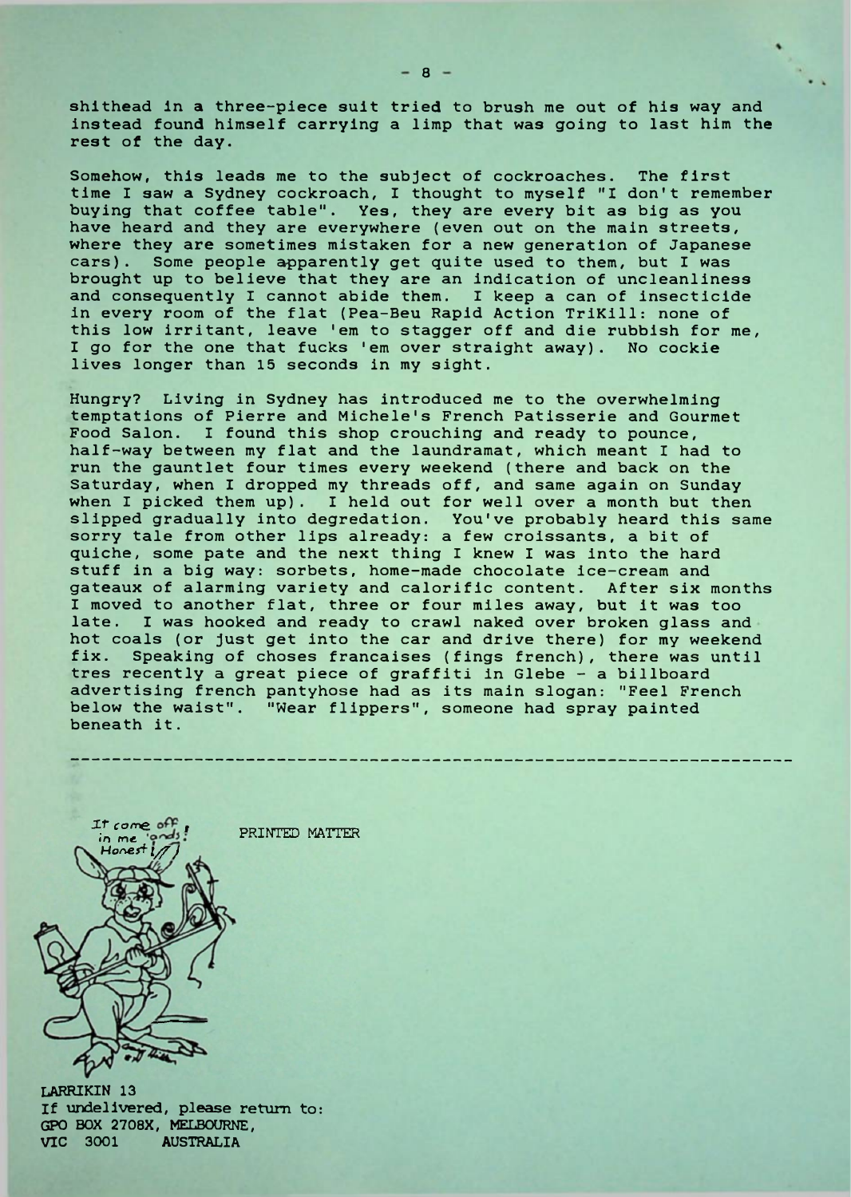shithead in a three-piece suit tried to brush me out of his way and instead found himself carrying a limp that was going to last him the rest of the day.

Somehow, this leads me to the subject of cockroaches. The first time I saw a Sydney cockroach, I thought to myself "I don't remember buying that coffee table". Yes, they are every bit as big as you have heard and they are everywhere (even out on the main streets, where they are sometimes mistaken for a new generation of Japanese cars). Some people apparently get quite used to them, but I was brought up to believe that they are an indication of uncleanliness and consequently I cannot abide them. I keep a can of insecticide in every room of the flat (Pea-Beu Rapid Action TriKill: none of this low irritant, leave 'em to stagger off and die rubbish for me, I go for the one that fucks 'em over straight away). No cockie lives longer than 15 seconds in my sight.

Hungry? Living in Sydney has introduced me to the overwhelming temptations of Pierre and Michele's French Patisserie and Gourmet Food Salon. I found this shop crouching and ready to pounce, half-way between my flat and the laundramat, which meant I had to run the gauntlet four times every weekend (there and back on the Saturday, when I dropped my threads off, and same again on Sunday when I picked them up). I held out for well over a month but then slipped gradually into degredation. You've probably heard this same sorry tale from other lips already: a few croissants, a bit of quiche, some pate and the next thing I knew I was into the hard stuff in a big way: sorbets, home-made chocolate ice-cream and gateaux of alarming variety and calorific content. After six months I moved to another flat, three or four miles away, but it was too late. I was hooked and ready to crawl naked over broken glass and hot coals (or just get into the car and drive there) for my weekend fix. Speaking of choses francaises (fings french), there was until tres recently a great piece of graffiti in Glebe - a billboard advertising french pantyhose had as its main slogan: "Feel French below the waist". "Wear flippers", someone had spray painted beneath it.

---

It come off in me 'ands! Honest!

PRINTED MATTER

LARRIKIN 13
If undelivered, please return to:
GPO BOX 2708X, MELBOURNE,
VIC 3001 AUSTRALIA